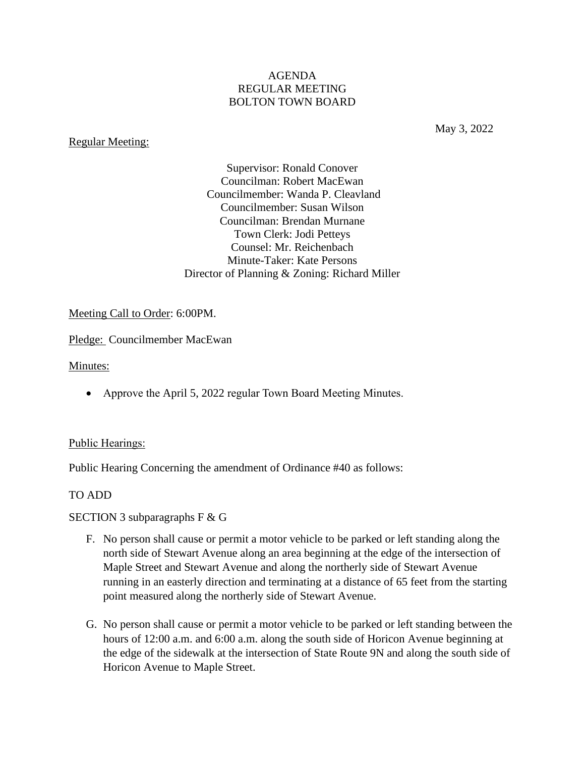AGENDA
REGULAR MEETING
BOLTON TOWN BOARD

May 3, 2022

Regular Meeting:

Supervisor: Ronald Conover
Councilman: Robert MacEwan
Councilmember: Wanda P. Cleavland
Councilmember: Susan Wilson
Councilman: Brendan Murnane
Town Clerk: Jodi Petteys
Counsel: Mr. Reichenbach
Minute-Taker: Kate Persons
Director of Planning & Zoning: Richard Miller

Meeting Call to Order: 6:00PM.

Pledge: Councilmember MacEwan

Minutes:

- Approve the April 5, 2022 regular Town Board Meeting Minutes.

Public Hearings:

Public Hearing Concerning the amendment of Ordinance #40 as follows:

TO ADD

SECTION 3 subparagraphs F & G

F. No person shall cause or permit a motor vehicle to be parked or left standing along the north side of Stewart Avenue along an area beginning at the edge of the intersection of Maple Street and Stewart Avenue and along the northerly side of Stewart Avenue running in an easterly direction and terminating at a distance of 65 feet from the starting point measured along the northerly side of Stewart Avenue.

G. No person shall cause or permit a motor vehicle to be parked or left standing between the hours of 12:00 a.m. and 6:00 a.m. along the south side of Horicon Avenue beginning at the edge of the sidewalk at the intersection of State Route 9N and along the south side of Horicon Avenue to Maple Street.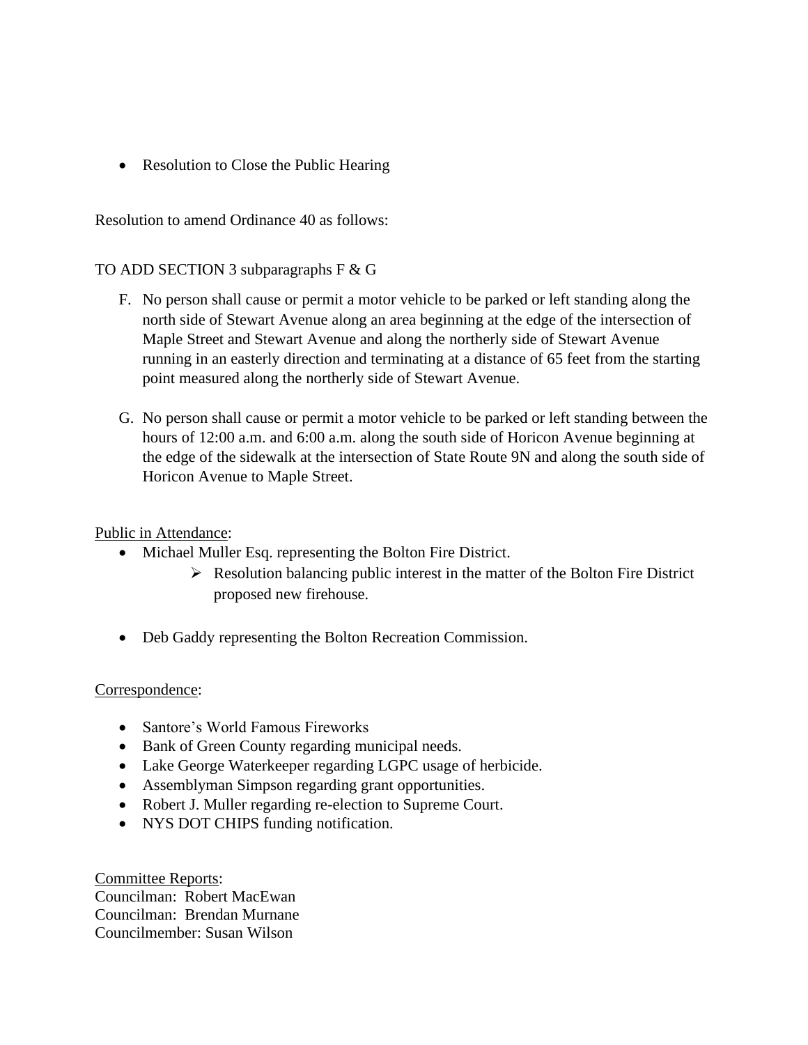- Resolution to Close the Public Hearing

Resolution to amend Ordinance 40 as follows:

TO ADD SECTION 3 subparagraphs F & G

F. No person shall cause or permit a motor vehicle to be parked or left standing along the north side of Stewart Avenue along an area beginning at the edge of the intersection of Maple Street and Stewart Avenue and along the northerly side of Stewart Avenue running in an easterly direction and terminating at a distance of 65 feet from the starting point measured along the northerly side of Stewart Avenue.

G. No person shall cause or permit a motor vehicle to be parked or left standing between the hours of 12:00 a.m. and 6:00 a.m. along the south side of Horicon Avenue beginning at the edge of the sidewalk at the intersection of State Route 9N and along the south side of Horicon Avenue to Maple Street.

<u>Public in Attendance</u>:

- Michael Muller Esq. representing the Bolton Fire District.
    - Resolution balancing public interest in the matter of the Bolton Fire District proposed new firehouse.

- Deb Gaddy representing the Bolton Recreation Commission.

<u>Correspondence</u>:

- Santore's World Famous Fireworks
- Bank of Green County regarding municipal needs.
- Lake George Waterkeeper regarding LGPC usage of herbicide.
- Assemblyman Simpson regarding grant opportunities.
- Robert J. Muller regarding re-election to Supreme Court.
- NYS DOT CHIPS funding notification.

<u>Committee Reports</u>:
Councilman: Robert MacEwan
Councilman: Brendan Murnane
Councilmember: Susan Wilson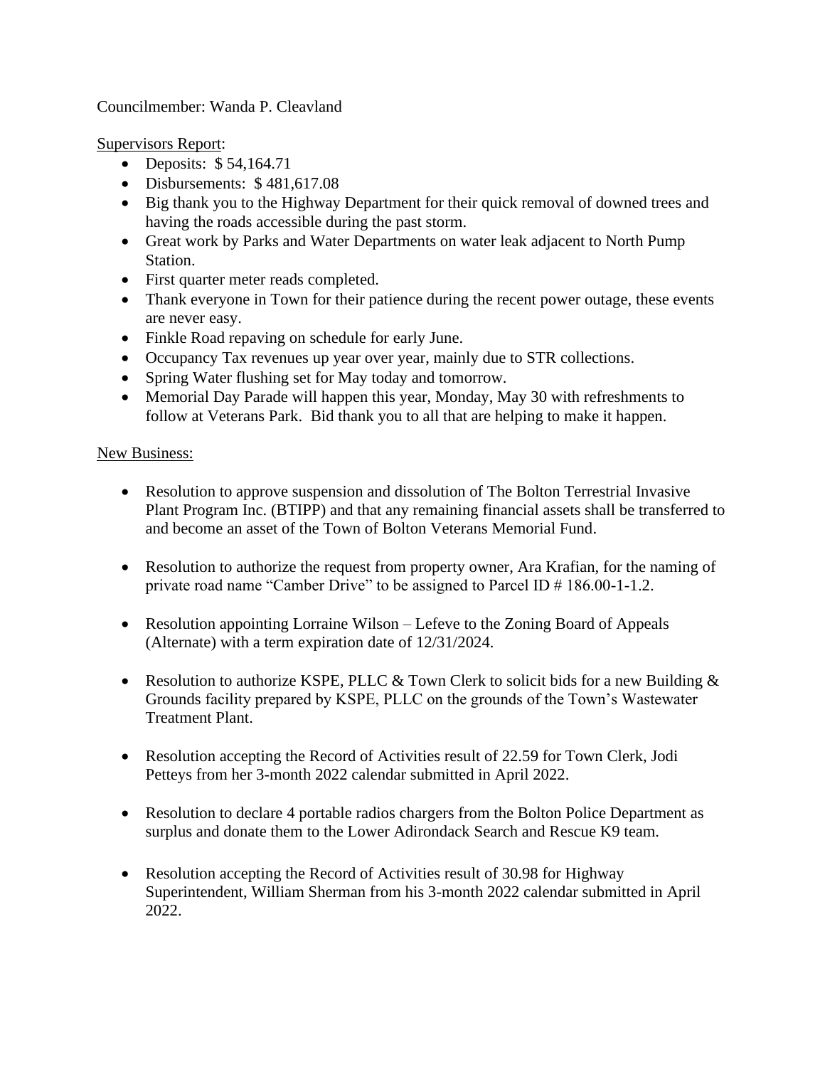Councilmember: Wanda P. Cleavland

Supervisors Report:

- Deposits: $ 54,164.71
- Disbursements: $ 481,617.08
- Big thank you to the Highway Department for their quick removal of downed trees and having the roads accessible during the past storm.
- Great work by Parks and Water Departments on water leak adjacent to North Pump Station.
- First quarter meter reads completed.
- Thank everyone in Town for their patience during the recent power outage, these events are never easy.
- Finkle Road repaving on schedule for early June.
- Occupancy Tax revenues up year over year, mainly due to STR collections.
- Spring Water flushing set for May today and tomorrow.
- Memorial Day Parade will happen this year, Monday, May 30 with refreshments to follow at Veterans Park. Bid thank you to all that are helping to make it happen.

New Business:

- Resolution to approve suspension and dissolution of The Bolton Terrestrial Invasive Plant Program Inc. (BTIPP) and that any remaining financial assets shall be transferred to and become an asset of the Town of Bolton Veterans Memorial Fund.

- Resolution to authorize the request from property owner, Ara Krafian, for the naming of private road name "Camber Drive" to be assigned to Parcel ID # 186.00-1-1.2.

- Resolution appointing Lorraine Wilson – Lefeve to the Zoning Board of Appeals (Alternate) with a term expiration date of 12/31/2024.

- Resolution to authorize KSPE, PLLC & Town Clerk to solicit bids for a new Building & Grounds facility prepared by KSPE, PLLC on the grounds of the Town's Wastewater Treatment Plant.

- Resolution accepting the Record of Activities result of 22.59 for Town Clerk, Jodi Petteys from her 3-month 2022 calendar submitted in April 2022.

- Resolution to declare 4 portable radios chargers from the Bolton Police Department as surplus and donate them to the Lower Adirondack Search and Rescue K9 team.

- Resolution accepting the Record of Activities result of 30.98 for Highway Superintendent, William Sherman from his 3-month 2022 calendar submitted in April 2022.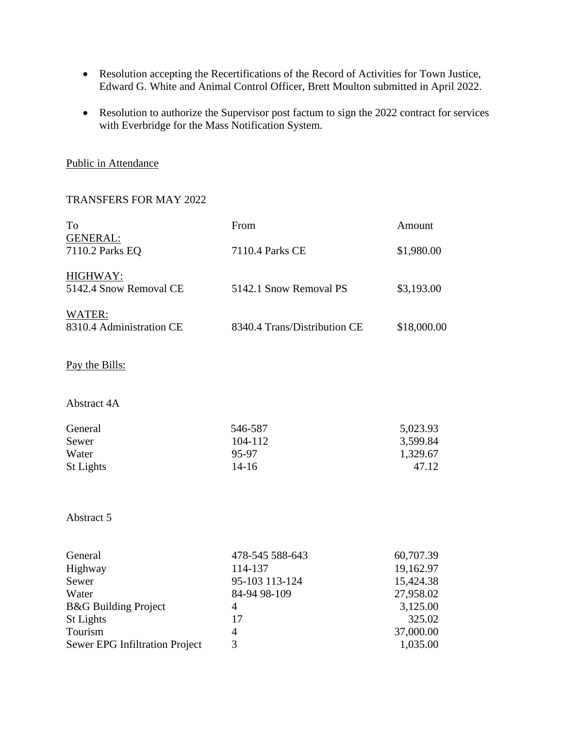- Resolution accepting the Recertifications of the Record of Activities for Town Justice, Edward G. White and Animal Control Officer, Brett Moulton submitted in April 2022.
- Resolution to authorize the Supervisor post factum to sign the 2022 contract for services with Everbridge for the Mass Notification System.

Public in Attendance

TRANSFERS FOR MAY 2022

| To | From | Amount |
|---|---|---|
| GENERAL: | | |
| 7110.2 Parks EQ | 7110.4 Parks CE | $1,980.00 |
| HIGHWAY: | | |
| 5142.4 Snow Removal CE | 5142.1 Snow Removal PS | $3,193.00 |
| WATER: | | |
| 8310.4 Administration CE | 8340.4 Trans/Distribution CE | $18,000.00 |

Pay the Bills:

Abstract 4A

| | | |
|---|---|---|
| General | 546-587 | 5,023.93 |
| Sewer | 104-112 | 3,599.84 |
| Water | 95-97 | 1,329.67 |
| St Lights | 14-16 | 47.12 |

Abstract 5

| | | |
|---|---|---|
| General | 478-545 588-643 | 60,707.39 |
| Highway | 114-137 | 19,162.97 |
| Sewer | 95-103 113-124 | 15,424.38 |
| Water | 84-94 98-109 | 27,958.02 |
| B&G Building Project | 4 | 3,125.00 |
| St Lights | 17 | 325.02 |
| Tourism | 4 | 37,000.00 |
| Sewer EPG Infiltration Project | 3 | 1,035.00 |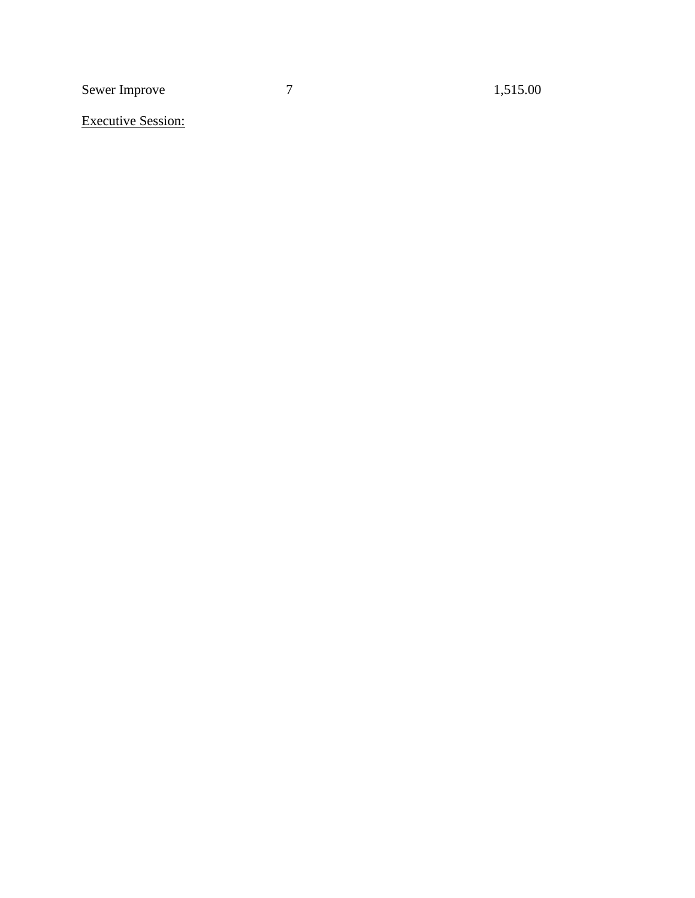| | | |
|---|---|---|
| Sewer Improve | 7 | 1,515.00 |

Executive Session: